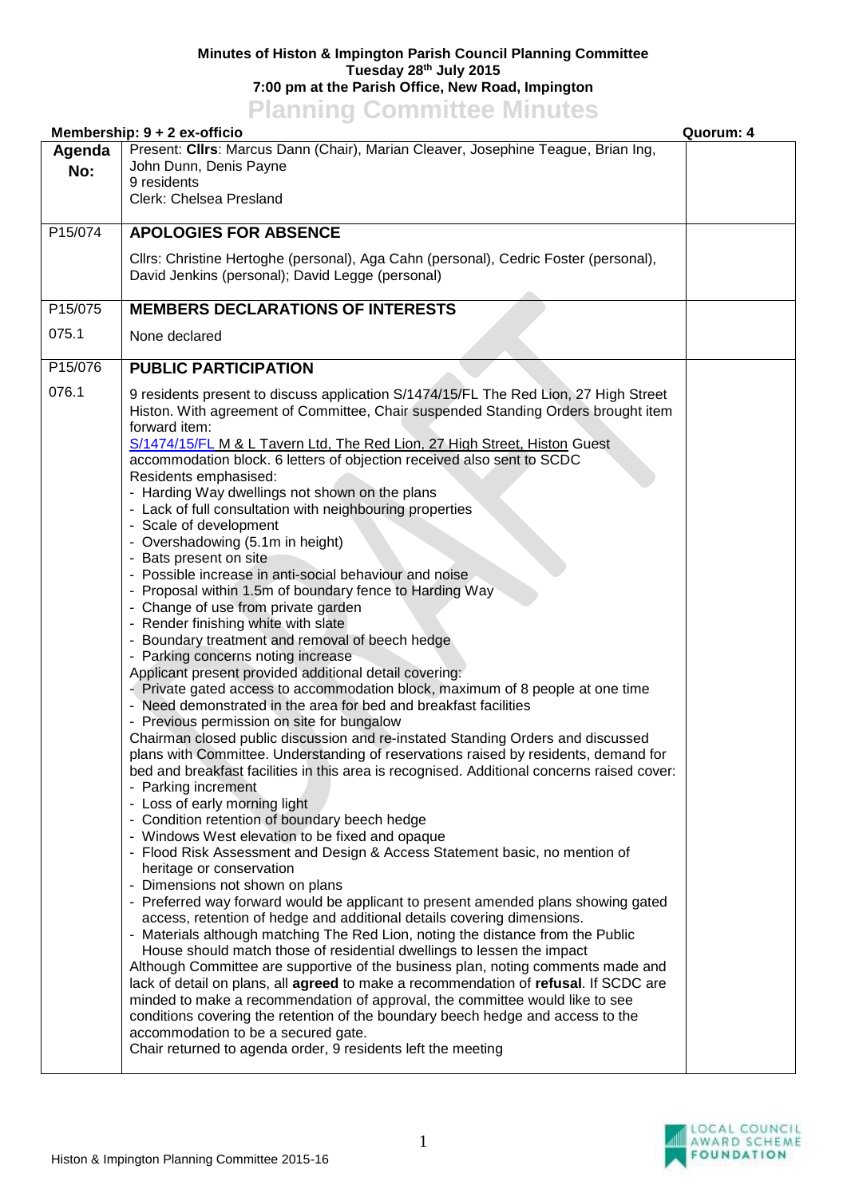**Minutes of Histon & Impington Parish Council Planning Committee**
**Tuesday 28th July 2015**
**7:00 pm at the Parish Office, New Road, Impington**

# Planning Committee Minutes

**Membership: 9 + 2 ex-officio** **Quorum: 4**

| Agenda No: | | |
|---|---|---|
| | Present: **Cllrs**: Marcus Dann (Chair), Marian Cleaver, Josephine Teague, Brian Ing, John Dunn, Denis Payne<br>9 residents<br>Clerk: Chelsea Presland | |
| P15/074 | **APOLOGIES FOR ABSENCE**<br><br>Cllrs: Christine Hertoghe (personal), Aga Cahn (personal), Cedric Foster (personal), David Jenkins (personal); David Legge (personal) | |
| P15/075 | **MEMBERS DECLARATIONS OF INTERESTS** | |
| 075.1 | None declared | |
| P15/076 | **PUBLIC PARTICIPATION** | |
| 076.1 | 9 residents present to discuss application S/1474/15/FL The Red Lion, 27 High Street Histon. With agreement of Committee, Chair suspended Standing Orders brought item forward item:<br>S/1474/15/FL M & L Tavern Ltd, The Red Lion, 27 High Street, Histon Guest accommodation block. 6 letters of objection received also sent to SCDC<br>Residents emphasised:<br>- Harding Way dwellings not shown on the plans<br>- Lack of full consultation with neighbouring properties<br>- Scale of development<br>- Overshadowing (5.1m in height)<br>- Bats present on site<br>- Possible increase in anti-social behaviour and noise<br>- Proposal within 1.5m of boundary fence to Harding Way<br>- Change of use from private garden<br>- Render finishing white with slate<br>- Boundary treatment and removal of beech hedge<br>- Parking concerns noting increase<br>Applicant present provided additional detail covering:<br>- Private gated access to accommodation block, maximum of 8 people at one time<br>- Need demonstrated in the area for bed and breakfast facilities<br>- Previous permission on site for bungalow<br>Chairman closed public discussion and re-instated Standing Orders and discussed plans with Committee. Understanding of reservations raised by residents, demand for bed and breakfast facilities in this area is recognised. Additional concerns raised cover:<br>- Parking increment<br>- Loss of early morning light<br>- Condition retention of boundary beech hedge<br>- Windows West elevation to be fixed and opaque<br>- Flood Risk Assessment and Design & Access Statement basic, no mention of heritage or conservation<br>- Dimensions not shown on plans<br>- Preferred way forward would be applicant to present amended plans showing gated access, retention of hedge and additional details covering dimensions.<br>- Materials although matching The Red Lion, noting the distance from the Public House should match those of residential dwellings to lessen the impact<br>Although Committee are supportive of the business plan, noting comments made and lack of detail on plans, all **agreed** to make a recommendation of **refusal**. If SCDC are minded to make a recommendation of approval, the committee would like to see conditions covering the retention of the boundary beech hedge and access to the accommodation to be a secured gate.<br>Chair returned to agenda order, 9 residents left the meeting | |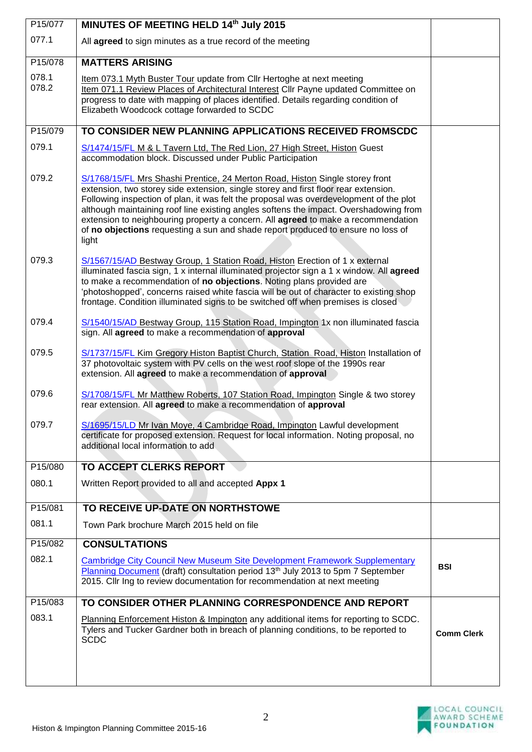| | | |
|---|---|---|
| P15/077 | **MINUTES OF MEETING HELD 14th July 2015** | |
| 077.1 | All **agreed** to sign minutes as a true record of the meeting | |
| P15/078 | **MATTERS ARISING** | |
| 078.1<br>078.2 | Item 073.1 Myth Buster Tour update from Cllr Hertoghe at next meeting<br>Item 071.1 Review Places of Architectural Interest Cllr Payne updated Committee on progress to date with mapping of places identified. Details regarding condition of Elizabeth Woodcock cottage forwarded to SCDC | |
| P15/079 | **TO CONSIDER NEW PLANNING APPLICATIONS RECEIVED FROMSCDC** | |
| 079.1 | S/1474/15/FL M & L Tavern Ltd, The Red Lion, 27 High Street, Histon Guest accommodation block. Discussed under Public Participation | |
| 079.2 | S/1768/15/FL Mrs Shashi Prentice, 24 Merton Road, Histon Single storey front extension, two storey side extension, single storey and first floor rear extension. Following inspection of plan, it was felt the proposal was overdevelopment of the plot although maintaining roof line existing angles softens the impact. Overshadowing from extension to neighbouring property a concern. All **agreed** to make a recommendation of **no objections** requesting a sun and shade report produced to ensure no loss of light | |
| 079.3 | S/1567/15/AD Bestway Group, 1 Station Road, Histon Erection of 1 x external illuminated fascia sign, 1 x internal illuminated projector sign a 1 x window. All **agreed** to make a recommendation of **no objections**. Noting plans provided are 'photoshopped', concerns raised white fascia will be out of character to existing shop frontage. Condition illuminated signs to be switched off when premises is closed | |
| 079.4 | S/1540/15/AD Bestway Group, 115 Station Road, Impington 1x non illuminated fascia sign. All **agreed** to make a recommendation of **approval** | |
| 079.5 | S/1737/15/FL Kim Gregory Histon Baptist Church, Station Road, Histon Installation of 37 photovoltaic system with PV cells on the west roof slope of the 1990s rear extension. All **agreed** to make a recommendation of **approval** | |
| 079.6 | S/1708/15/FL Mr Matthew Roberts, 107 Station Road, Impington Single & two storey rear extension. All **agreed** to make a recommendation of **approval** | |
| 079.7 | S/1695/15/LD Mr Ivan Moye, 4 Cambridge Road, Impington Lawful development certificate for proposed extension. Request for local information. Noting proposal, no additional local information to add | |
| P15/080 | **TO ACCEPT CLERKS REPORT** | |
| 080.1 | Written Report provided to all and accepted **Appx 1** | |
| P15/081 | **TO RECEIVE UP-DATE ON NORTHSTOWE** | |
| 081.1 | Town Park brochure March 2015 held on file | |
| P15/082 | **CONSULTATIONS** | |
| 082.1 | Cambridge City Council New Museum Site Development Framework Supplementary Planning Document (draft) consultation period 13th July 2013 to 5pm 7 September 2015. Cllr Ing to review documentation for recommendation at next meeting | **BSI** |
| P15/083 | **TO CONSIDER OTHER PLANNING CORRESPONDENCE AND REPORT** | |
| 083.1 | Planning Enforcement Histon & Impington any additional items for reporting to SCDC. Tylers and Tucker Gardner both in breach of planning conditions, to be reported to SCDC | **Comm Clerk** |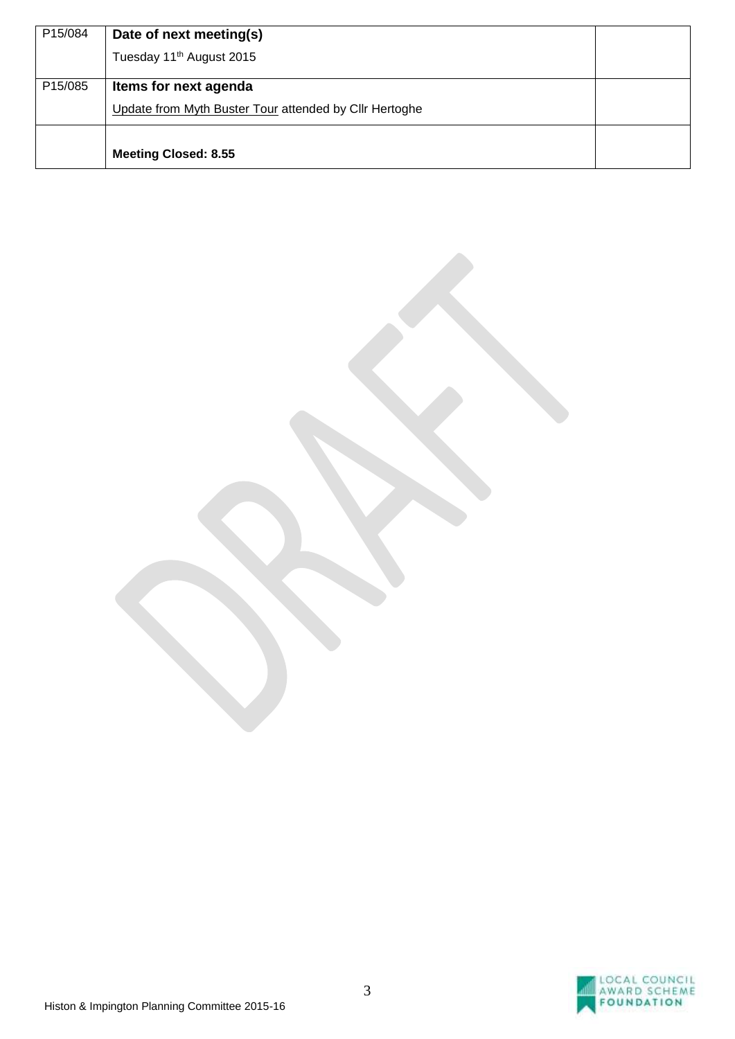| | | |
|---|---|---|
| P15/084 | **Date of next meeting(s)**<br>Tuesday 11th August 2015 | |
| P15/085 | **Items for next agenda**<br>Update from Myth Buster Tour attended by Cllr Hertoghe | |
| | **Meeting Closed: 8.55** | |